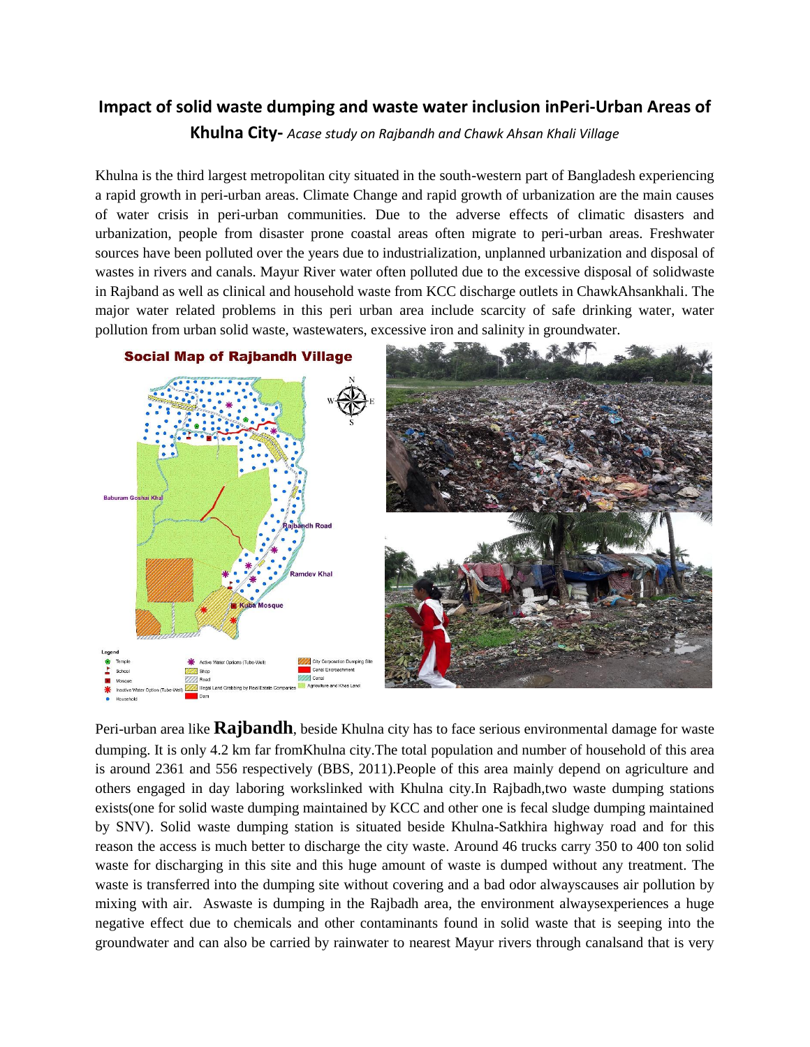# Impact of solid waste dumping and waste water inclusion inPeri-Urban Areas of Khulna City- *Acase study on Rajbandh and Chawk Ahsan Khali Village*

Khulna is the third largest metropolitan city situated in the south-western part of Bangladesh experiencing a rapid growth in peri-urban areas. Climate Change and rapid growth of urbanization are the main causes of water crisis in peri-urban communities. Due to the adverse effects of climatic disasters and urbanization, people from disaster prone coastal areas often migrate to peri-urban areas. Freshwater sources have been polluted over the years due to industrialization, unplanned urbanization and disposal of wastes in rivers and canals. Mayur River water often polluted due to the excessive disposal of solidwaste in Rajband as well as clinical and household waste from KCC discharge outlets in ChawkAhsankhali. The major water related problems in this peri urban area include scarcity of safe drinking water, water pollution from urban solid waste, wastewaters, excessive iron and salinity in groundwater.

Social Map of Rajbandh Village

Peri-urban area like **Rajbandh**, beside Khulna city has to face serious environmental damage for waste dumping. It is only 4.2 km far fromKhulna city.The total population and number of household of this area is around 2361 and 556 respectively (BBS, 2011).People of this area mainly depend on agriculture and others engaged in day laboring workslinked with Khulna city.In Rajbadh,two waste dumping stations exists(one for solid waste dumping maintained by KCC and other one is fecal sludge dumping maintained by SNV). Solid waste dumping station is situated beside Khulna-Satkhira highway road and for this reason the access is much better to discharge the city waste. Around 46 trucks carry 350 to 400 ton solid waste for discharging in this site and this huge amount of waste is dumped without any treatment. The waste is transferred into the dumping site without covering and a bad odor alwayscauses air pollution by mixing with air. Aswaste is dumping in the Rajbadh area, the environment alwaysexperiences a huge negative effect due to chemicals and other contaminants found in solid waste that is seeping into the groundwater and can also be carried by rainwater to nearest Mayur rivers through canalsand that is very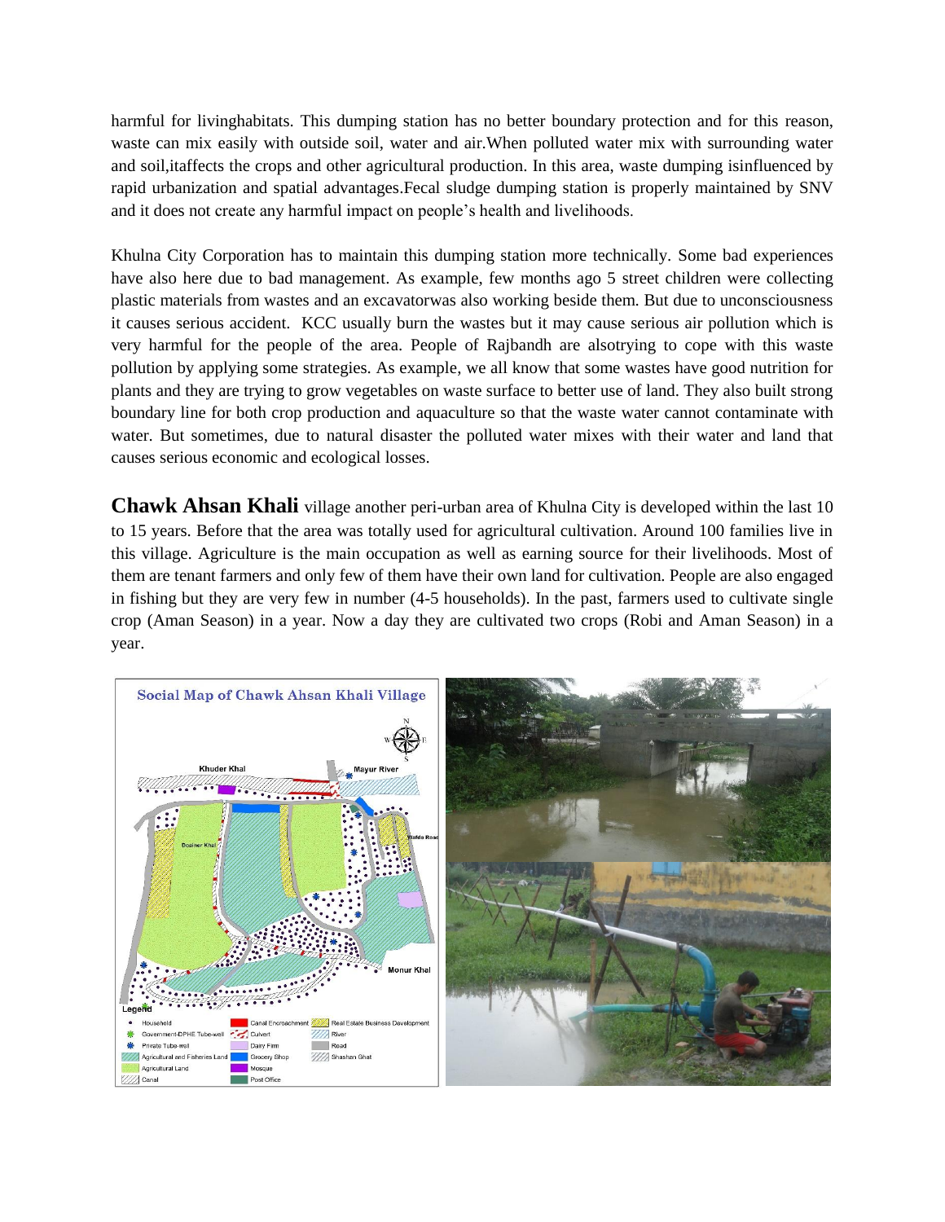harmful for livinghabitats. This dumping station has no better boundary protection and for this reason, waste can mix easily with outside soil, water and air.When polluted water mix with surrounding water and soil,itaffects the crops and other agricultural production. In this area, waste dumping isinfluenced by rapid urbanization and spatial advantages.Fecal sludge dumping station is properly maintained by SNV and it does not create any harmful impact on people's health and livelihoods.

Khulna City Corporation has to maintain this dumping station more technically. Some bad experiences have also here due to bad management. As example, few months ago 5 street children were collecting plastic materials from wastes and an excavatorwas also working beside them. But due to unconsciousness it causes serious accident. KCC usually burn the wastes but it may cause serious air pollution which is very harmful for the people of the area. People of Rajbandh are alsotrying to cope with this waste pollution by applying some strategies. As example, we all know that some wastes have good nutrition for plants and they are trying to grow vegetables on waste surface to better use of land. They also built strong boundary line for both crop production and aquaculture so that the waste water cannot contaminate with water. But sometimes, due to natural disaster the polluted water mixes with their water and land that causes serious economic and ecological losses.

**Chawk Ahsan Khali** village another peri-urban area of Khulna City is developed within the last 10 to 15 years. Before that the area was totally used for agricultural cultivation. Around 100 families live in this village. Agriculture is the main occupation as well as earning source for their livelihoods. Most of them are tenant farmers and only few of them have their own land for cultivation. People are also engaged in fishing but they are very few in number (4-5 households). In the past, farmers used to cultivate single crop (Aman Season) in a year. Now a day they are cultivated two crops (Robi and Aman Season) in a year.

Social Map of Chawk Ahsan Khali Village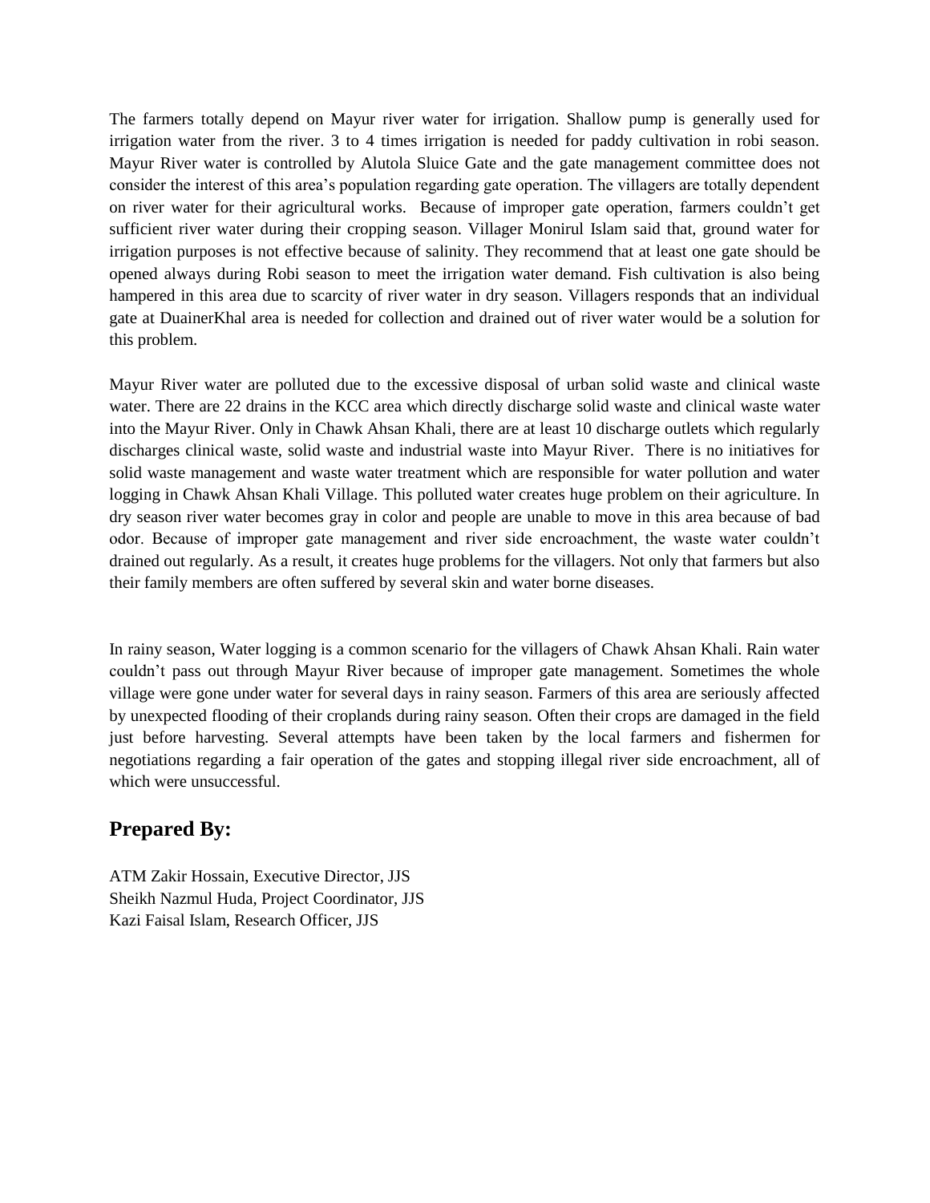The farmers totally depend on Mayur river water for irrigation. Shallow pump is generally used for irrigation water from the river. 3 to 4 times irrigation is needed for paddy cultivation in robi season. Mayur River water is controlled by Alutola Sluice Gate and the gate management committee does not consider the interest of this area's population regarding gate operation. The villagers are totally dependent on river water for their agricultural works. Because of improper gate operation, farmers couldn't get sufficient river water during their cropping season. Villager Monirul Islam said that, ground water for irrigation purposes is not effective because of salinity. They recommend that at least one gate should be opened always during Robi season to meet the irrigation water demand. Fish cultivation is also being hampered in this area due to scarcity of river water in dry season. Villagers responds that an individual gate at DuainerKhal area is needed for collection and drained out of river water would be a solution for this problem.

Mayur River water are polluted due to the excessive disposal of urban solid waste and clinical waste water. There are 22 drains in the KCC area which directly discharge solid waste and clinical waste water into the Mayur River. Only in Chawk Ahsan Khali, there are at least 10 discharge outlets which regularly discharges clinical waste, solid waste and industrial waste into Mayur River. There is no initiatives for solid waste management and waste water treatment which are responsible for water pollution and water logging in Chawk Ahsan Khali Village. This polluted water creates huge problem on their agriculture. In dry season river water becomes gray in color and people are unable to move in this area because of bad odor. Because of improper gate management and river side encroachment, the waste water couldn't drained out regularly. As a result, it creates huge problems for the villagers. Not only that farmers but also their family members are often suffered by several skin and water borne diseases.

In rainy season, Water logging is a common scenario for the villagers of Chawk Ahsan Khali. Rain water couldn't pass out through Mayur River because of improper gate management. Sometimes the whole village were gone under water for several days in rainy season. Farmers of this area are seriously affected by unexpected flooding of their croplands during rainy season. Often their crops are damaged in the field just before harvesting. Several attempts have been taken by the local farmers and fishermen for negotiations regarding a fair operation of the gates and stopping illegal river side encroachment, all of which were unsuccessful.

## Prepared By:

ATM Zakir Hossain, Executive Director, JJS
Sheikh Nazmul Huda, Project Coordinator, JJS
Kazi Faisal Islam, Research Officer, JJS